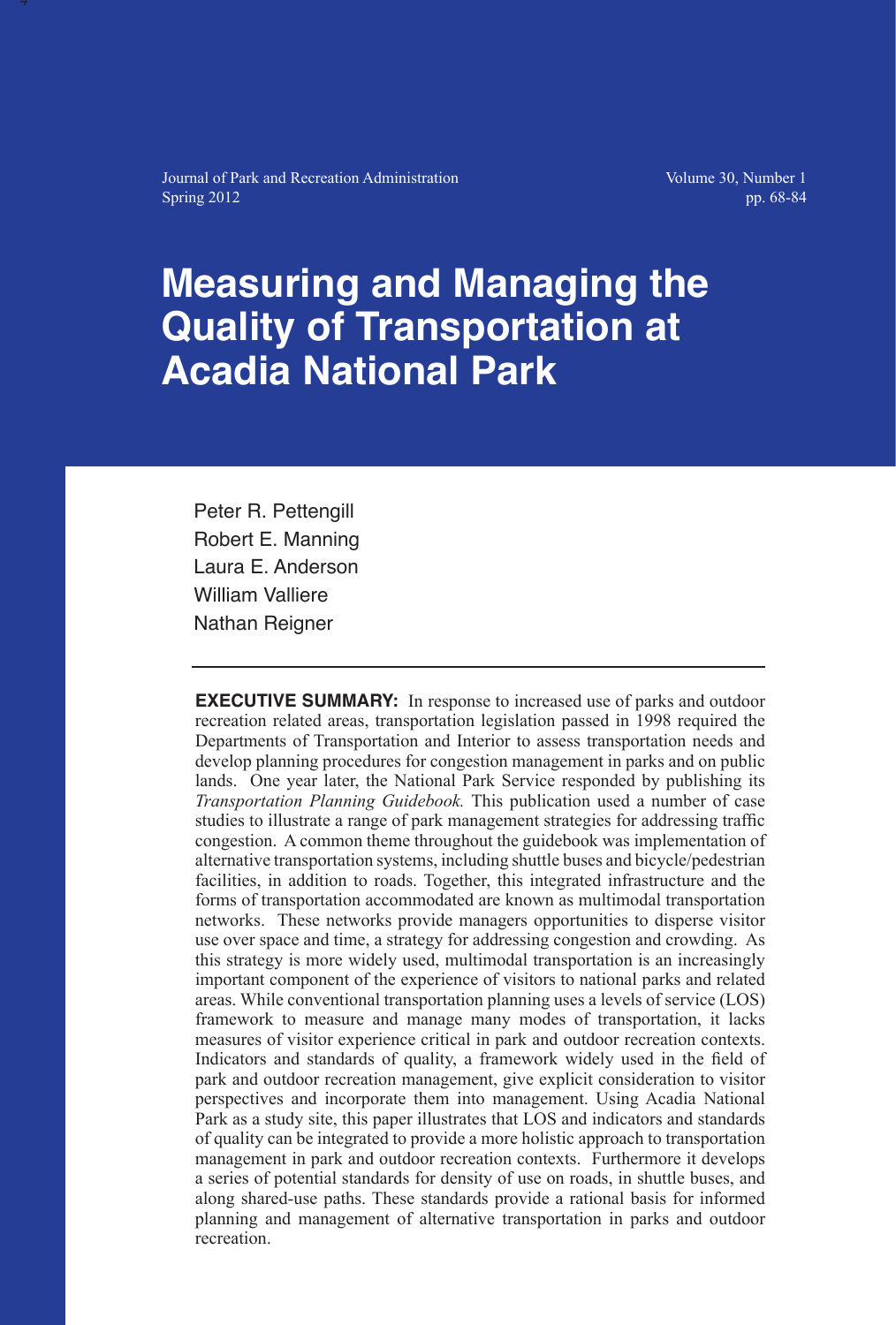# Measuring and Managing the Quality of Transportation at Acadia National Park

Peter R. Pettengill
Robert E. Manning
Laura E. Anderson
William Valliere
Nathan Reigner

---

**EXECUTIVE SUMMARY:** In response to increased use of parks and outdoor recreation related areas, transportation legislation passed in 1998 required the Departments of Transportation and Interior to assess transportation needs and develop planning procedures for congestion management in parks and on public lands. One year later, the National Park Service responded by publishing its *Transportation Planning Guidebook.* This publication used a number of case studies to illustrate a range of park management strategies for addressing traffic congestion. A common theme throughout the guidebook was implementation of alternative transportation systems, including shuttle buses and bicycle/pedestrian facilities, in addition to roads. Together, this integrated infrastructure and the forms of transportation accommodated are known as multimodal transportation networks. These networks provide managers opportunities to disperse visitor use over space and time, a strategy for addressing congestion and crowding. As this strategy is more widely used, multimodal transportation is an increasingly important component of the experience of visitors to national parks and related areas. While conventional transportation planning uses a levels of service (LOS) framework to measure and manage many modes of transportation, it lacks measures of visitor experience critical in park and outdoor recreation contexts. Indicators and standards of quality, a framework widely used in the field of park and outdoor recreation management, give explicit consideration to visitor perspectives and incorporate them into management. Using Acadia National Park as a study site, this paper illustrates that LOS and indicators and standards of quality can be integrated to provide a more holistic approach to transportation management in park and outdoor recreation contexts. Furthermore it develops a series of potential standards for density of use on roads, in shuttle buses, and along shared-use paths. These standards provide a rational basis for informed planning and management of alternative transportation in parks and outdoor recreation.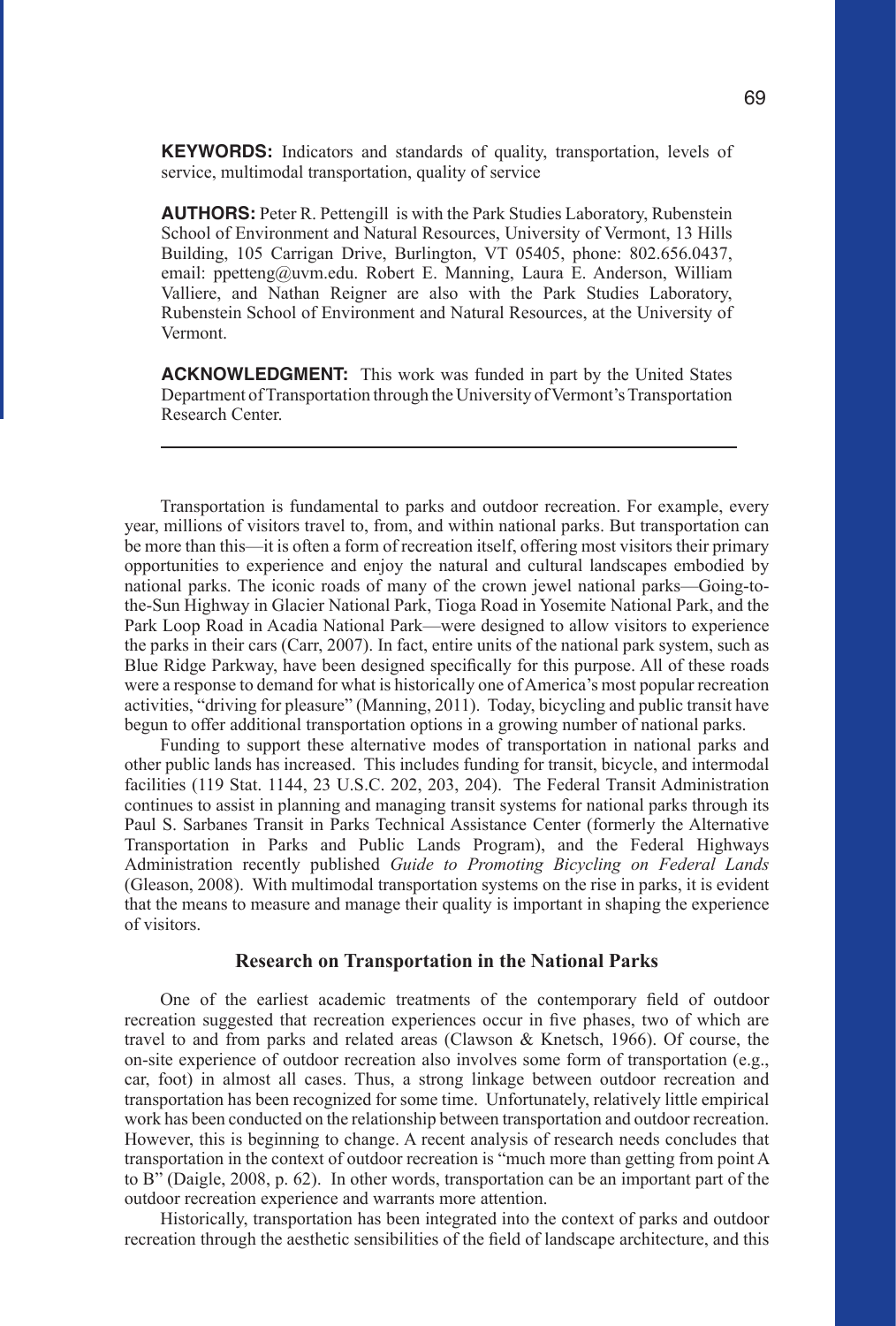**KEYWORDS:** Indicators and standards of quality, transportation, levels of service, multimodal transportation, quality of service

**AUTHORS:** Peter R. Pettengill is with the Park Studies Laboratory, Rubenstein School of Environment and Natural Resources, University of Vermont, 13 Hills Building, 105 Carrigan Drive, Burlington, VT 05405, phone: 802.656.0437, email: ppetteng@uvm.edu. Robert E. Manning, Laura E. Anderson, William Valliere, and Nathan Reigner are also with the Park Studies Laboratory, Rubenstein School of Environment and Natural Resources, at the University of Vermont.

**ACKNOWLEDGMENT:** This work was funded in part by the United States Department of Transportation through the University of Vermont's Transportation Research Center.

---

Transportation is fundamental to parks and outdoor recreation. For example, every year, millions of visitors travel to, from, and within national parks. But transportation can be more than this—it is often a form of recreation itself, offering most visitors their primary opportunities to experience and enjoy the natural and cultural landscapes embodied by national parks. The iconic roads of many of the crown jewel national parks—Going-to-the-Sun Highway in Glacier National Park, Tioga Road in Yosemite National Park, and the Park Loop Road in Acadia National Park—were designed to allow visitors to experience the parks in their cars (Carr, 2007). In fact, entire units of the national park system, such as Blue Ridge Parkway, have been designed specifically for this purpose. All of these roads were a response to demand for what is historically one of America's most popular recreation activities, "driving for pleasure" (Manning, 2011). Today, bicycling and public transit have begun to offer additional transportation options in a growing number of national parks.

Funding to support these alternative modes of transportation in national parks and other public lands has increased. This includes funding for transit, bicycle, and intermodal facilities (119 Stat. 1144, 23 U.S.C. 202, 203, 204). The Federal Transit Administration continues to assist in planning and managing transit systems for national parks through its Paul S. Sarbanes Transit in Parks Technical Assistance Center (formerly the Alternative Transportation in Parks and Public Lands Program), and the Federal Highways Administration recently published *Guide to Promoting Bicycling on Federal Lands* (Gleason, 2008). With multimodal transportation systems on the rise in parks, it is evident that the means to measure and manage their quality is important in shaping the experience of visitors.

## Research on Transportation in the National Parks

One of the earliest academic treatments of the contemporary field of outdoor recreation suggested that recreation experiences occur in five phases, two of which are travel to and from parks and related areas (Clawson & Knetsch, 1966). Of course, the on-site experience of outdoor recreation also involves some form of transportation (e.g., car, foot) in almost all cases. Thus, a strong linkage between outdoor recreation and transportation has been recognized for some time. Unfortunately, relatively little empirical work has been conducted on the relationship between transportation and outdoor recreation. However, this is beginning to change. A recent analysis of research needs concludes that transportation in the context of outdoor recreation is "much more than getting from point A to B" (Daigle, 2008, p. 62). In other words, transportation can be an important part of the outdoor recreation experience and warrants more attention.

Historically, transportation has been integrated into the context of parks and outdoor recreation through the aesthetic sensibilities of the field of landscape architecture, and this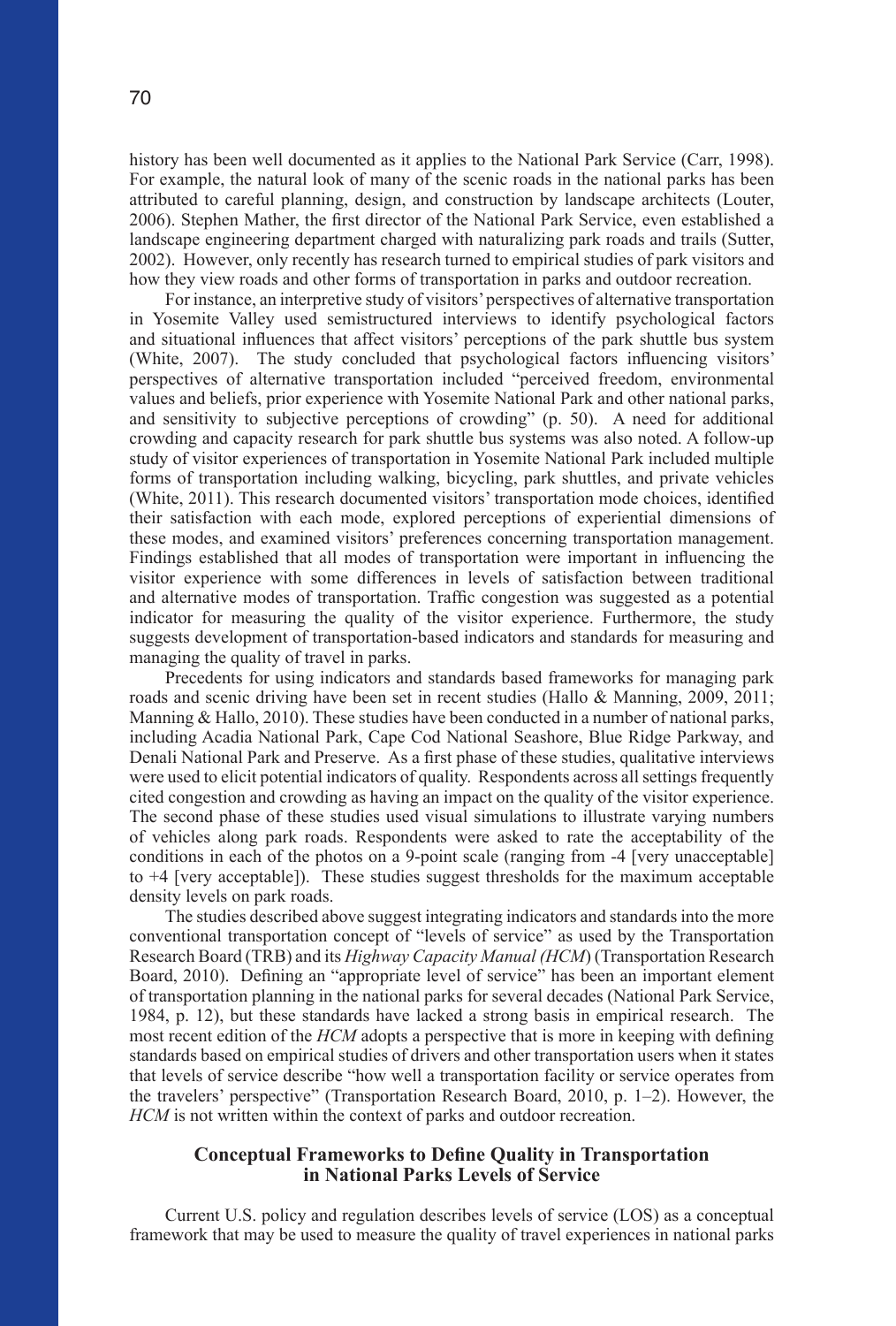history has been well documented as it applies to the National Park Service (Carr, 1998). For example, the natural look of many of the scenic roads in the national parks has been attributed to careful planning, design, and construction by landscape architects (Louter, 2006). Stephen Mather, the first director of the National Park Service, even established a landscape engineering department charged with naturalizing park roads and trails (Sutter, 2002). However, only recently has research turned to empirical studies of park visitors and how they view roads and other forms of transportation in parks and outdoor recreation.

For instance, an interpretive study of visitors' perspectives of alternative transportation in Yosemite Valley used semistructured interviews to identify psychological factors and situational influences that affect visitors' perceptions of the park shuttle bus system (White, 2007). The study concluded that psychological factors influencing visitors' perspectives of alternative transportation included "perceived freedom, environmental values and beliefs, prior experience with Yosemite National Park and other national parks, and sensitivity to subjective perceptions of crowding" (p. 50). A need for additional crowding and capacity research for park shuttle bus systems was also noted. A follow-up study of visitor experiences of transportation in Yosemite National Park included multiple forms of transportation including walking, bicycling, park shuttles, and private vehicles (White, 2011). This research documented visitors' transportation mode choices, identified their satisfaction with each mode, explored perceptions of experiential dimensions of these modes, and examined visitors' preferences concerning transportation management. Findings established that all modes of transportation were important in influencing the visitor experience with some differences in levels of satisfaction between traditional and alternative modes of transportation. Traffic congestion was suggested as a potential indicator for measuring the quality of the visitor experience. Furthermore, the study suggests development of transportation-based indicators and standards for measuring and managing the quality of travel in parks.

Precedents for using indicators and standards based frameworks for managing park roads and scenic driving have been set in recent studies (Hallo & Manning, 2009, 2011; Manning & Hallo, 2010). These studies have been conducted in a number of national parks, including Acadia National Park, Cape Cod National Seashore, Blue Ridge Parkway, and Denali National Park and Preserve. As a first phase of these studies, qualitative interviews were used to elicit potential indicators of quality. Respondents across all settings frequently cited congestion and crowding as having an impact on the quality of the visitor experience. The second phase of these studies used visual simulations to illustrate varying numbers of vehicles along park roads. Respondents were asked to rate the acceptability of the conditions in each of the photos on a 9-point scale (ranging from -4 [very unacceptable] to +4 [very acceptable]). These studies suggest thresholds for the maximum acceptable density levels on park roads.

The studies described above suggest integrating indicators and standards into the more conventional transportation concept of "levels of service" as used by the Transportation Research Board (TRB) and its *Highway Capacity Manual (HCM)* (Transportation Research Board, 2010). Defining an "appropriate level of service" has been an important element of transportation planning in the national parks for several decades (National Park Service, 1984, p. 12), but these standards have lacked a strong basis in empirical research. The most recent edition of the *HCM* adopts a perspective that is more in keeping with defining standards based on empirical studies of drivers and other transportation users when it states that levels of service describe "how well a transportation facility or service operates from the travelers' perspective" (Transportation Research Board, 2010, p. 1–2). However, the *HCM* is not written within the context of parks and outdoor recreation.

## Conceptual Frameworks to Define Quality in Transportation in National Parks Levels of Service

Current U.S. policy and regulation describes levels of service (LOS) as a conceptual framework that may be used to measure the quality of travel experiences in national parks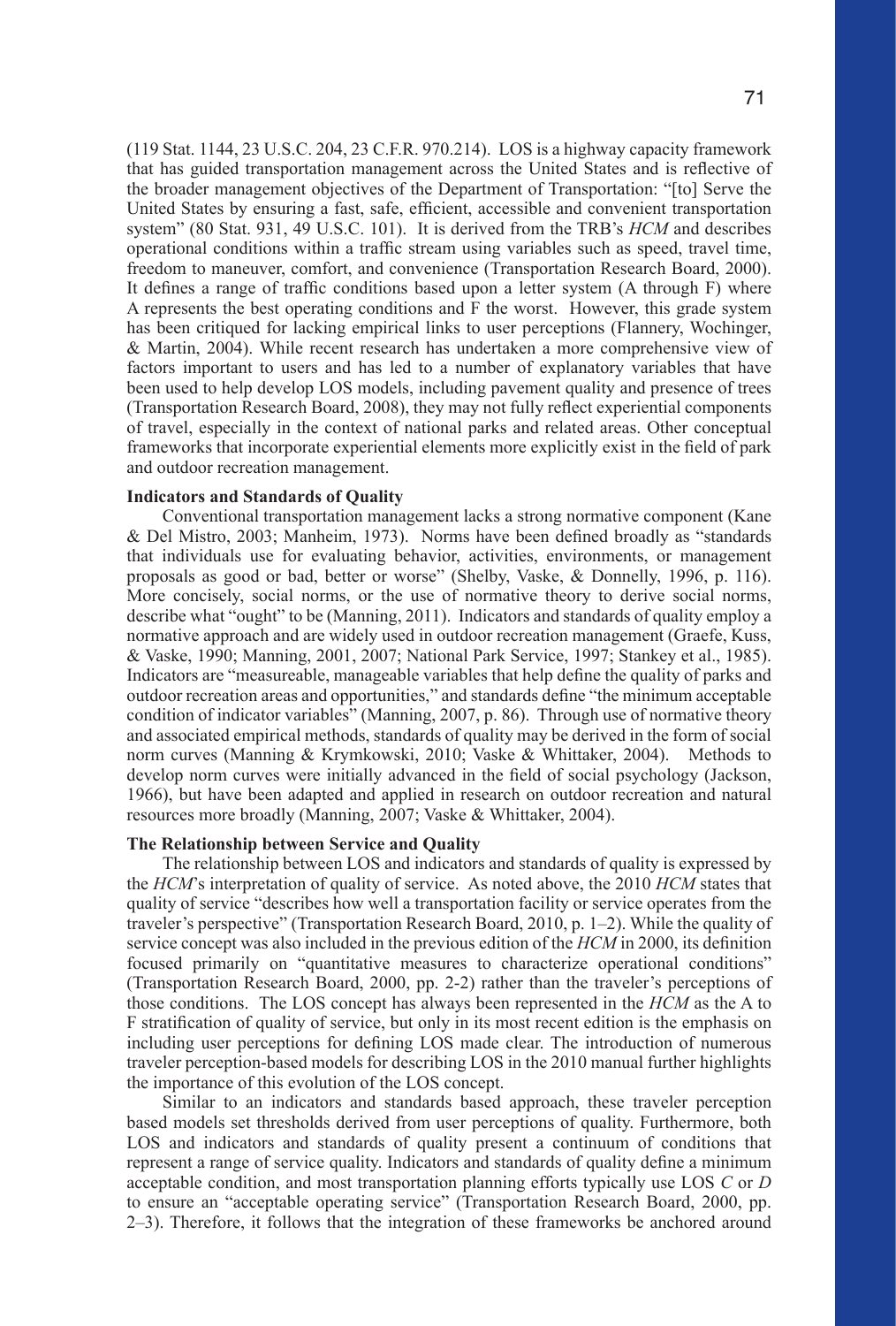(119 Stat. 1144, 23 U.S.C. 204, 23 C.F.R. 970.214). LOS is a highway capacity framework that has guided transportation management across the United States and is reflective of the broader management objectives of the Department of Transportation: "[to] Serve the United States by ensuring a fast, safe, efficient, accessible and convenient transportation system" (80 Stat. 931, 49 U.S.C. 101). It is derived from the TRB's *HCM* and describes operational conditions within a traffic stream using variables such as speed, travel time, freedom to maneuver, comfort, and convenience (Transportation Research Board, 2000). It defines a range of traffic conditions based upon a letter system (A through F) where A represents the best operating conditions and F the worst. However, this grade system has been critiqued for lacking empirical links to user perceptions (Flannery, Wochinger, & Martin, 2004). While recent research has undertaken a more comprehensive view of factors important to users and has led to a number of explanatory variables that have been used to help develop LOS models, including pavement quality and presence of trees (Transportation Research Board, 2008), they may not fully reflect experiential components of travel, especially in the context of national parks and related areas. Other conceptual frameworks that incorporate experiential elements more explicitly exist in the field of park and outdoor recreation management.

**Indicators and Standards of Quality**

Conventional transportation management lacks a strong normative component (Kane & Del Mistro, 2003; Manheim, 1973). Norms have been defined broadly as "standards that individuals use for evaluating behavior, activities, environments, or management proposals as good or bad, better or worse" (Shelby, Vaske, & Donnelly, 1996, p. 116). More concisely, social norms, or the use of normative theory to derive social norms, describe what "ought" to be (Manning, 2011). Indicators and standards of quality employ a normative approach and are widely used in outdoor recreation management (Graefe, Kuss, & Vaske, 1990; Manning, 2001, 2007; National Park Service, 1997; Stankey et al., 1985). Indicators are "measureable, manageable variables that help define the quality of parks and outdoor recreation areas and opportunities," and standards define "the minimum acceptable condition of indicator variables" (Manning, 2007, p. 86). Through use of normative theory and associated empirical methods, standards of quality may be derived in the form of social norm curves (Manning & Krymkowski, 2010; Vaske & Whittaker, 2004). Methods to develop norm curves were initially advanced in the field of social psychology (Jackson, 1966), but have been adapted and applied in research on outdoor recreation and natural resources more broadly (Manning, 2007; Vaske & Whittaker, 2004).

**The Relationship between Service and Quality**

The relationship between LOS and indicators and standards of quality is expressed by the *HCM*'s interpretation of quality of service. As noted above, the 2010 *HCM* states that quality of service "describes how well a transportation facility or service operates from the traveler's perspective" (Transportation Research Board, 2010, p. 1–2). While the quality of service concept was also included in the previous edition of the *HCM* in 2000, its definition focused primarily on "quantitative measures to characterize operational conditions" (Transportation Research Board, 2000, pp. 2-2) rather than the traveler's perceptions of those conditions. The LOS concept has always been represented in the *HCM* as the A to F stratification of quality of service, but only in its most recent edition is the emphasis on including user perceptions for defining LOS made clear. The introduction of numerous traveler perception-based models for describing LOS in the 2010 manual further highlights the importance of this evolution of the LOS concept.

Similar to an indicators and standards based approach, these traveler perception based models set thresholds derived from user perceptions of quality. Furthermore, both LOS and indicators and standards of quality present a continuum of conditions that represent a range of service quality. Indicators and standards of quality define a minimum acceptable condition, and most transportation planning efforts typically use LOS *C* or *D* to ensure an "acceptable operating service" (Transportation Research Board, 2000, pp. 2–3). Therefore, it follows that the integration of these frameworks be anchored around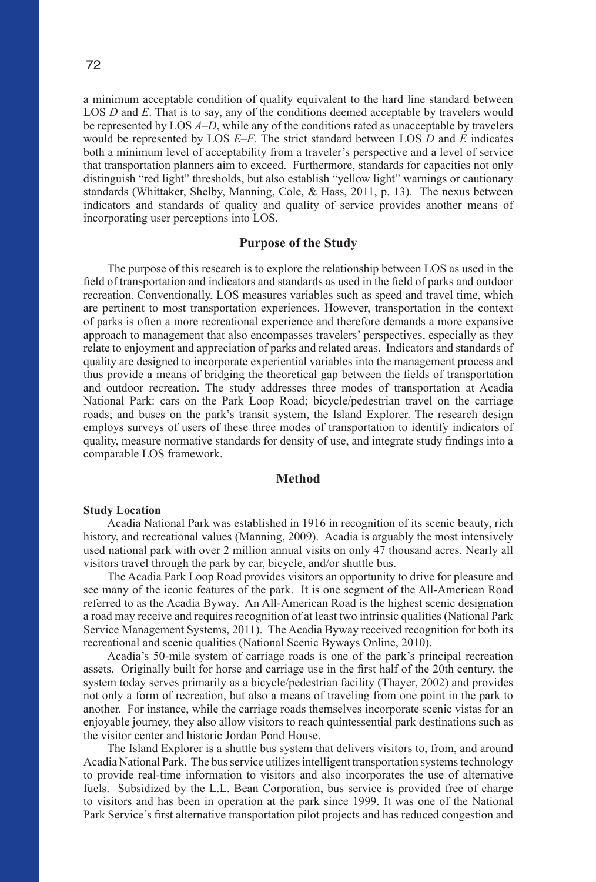a minimum acceptable condition of quality equivalent to the hard line standard between LOS *D* and *E*. That is to say, any of the conditions deemed acceptable by travelers would be represented by LOS *A–D*, while any of the conditions rated as unacceptable by travelers would be represented by LOS *E–F*. The strict standard between LOS *D* and *E* indicates both a minimum level of acceptability from a traveler's perspective and a level of service that transportation planners aim to exceed. Furthermore, standards for capacities not only distinguish "red light" thresholds, but also establish "yellow light" warnings or cautionary standards (Whittaker, Shelby, Manning, Cole, & Hass, 2011, p. 13). The nexus between indicators and standards of quality and quality of service provides another means of incorporating user perceptions into LOS.

## Purpose of the Study

The purpose of this research is to explore the relationship between LOS as used in the field of transportation and indicators and standards as used in the field of parks and outdoor recreation. Conventionally, LOS measures variables such as speed and travel time, which are pertinent to most transportation experiences. However, transportation in the context of parks is often a more recreational experience and therefore demands a more expansive approach to management that also encompasses travelers' perspectives, especially as they relate to enjoyment and appreciation of parks and related areas. Indicators and standards of quality are designed to incorporate experiential variables into the management process and thus provide a means of bridging the theoretical gap between the fields of transportation and outdoor recreation. The study addresses three modes of transportation at Acadia National Park: cars on the Park Loop Road; bicycle/pedestrian travel on the carriage roads; and buses on the park's transit system, the Island Explorer. The research design employs surveys of users of these three modes of transportation to identify indicators of quality, measure normative standards for density of use, and integrate study findings into a comparable LOS framework.

## Method

### Study Location

Acadia National Park was established in 1916 in recognition of its scenic beauty, rich history, and recreational values (Manning, 2009). Acadia is arguably the most intensively used national park with over 2 million annual visits on only 47 thousand acres. Nearly all visitors travel through the park by car, bicycle, and/or shuttle bus.

The Acadia Park Loop Road provides visitors an opportunity to drive for pleasure and see many of the iconic features of the park. It is one segment of the All-American Road referred to as the Acadia Byway. An All-American Road is the highest scenic designation a road may receive and requires recognition of at least two intrinsic qualities (National Park Service Management Systems, 2011). The Acadia Byway received recognition for both its recreational and scenic qualities (National Scenic Byways Online, 2010).

Acadia's 50-mile system of carriage roads is one of the park's principal recreation assets. Originally built for horse and carriage use in the first half of the 20th century, the system today serves primarily as a bicycle/pedestrian facility (Thayer, 2002) and provides not only a form of recreation, but also a means of traveling from one point in the park to another. For instance, while the carriage roads themselves incorporate scenic vistas for an enjoyable journey, they also allow visitors to reach quintessential park destinations such as the visitor center and historic Jordan Pond House.

The Island Explorer is a shuttle bus system that delivers visitors to, from, and around Acadia National Park. The bus service utilizes intelligent transportation systems technology to provide real-time information to visitors and also incorporates the use of alternative fuels. Subsidized by the L.L. Bean Corporation, bus service is provided free of charge to visitors and has been in operation at the park since 1999. It was one of the National Park Service's first alternative transportation pilot projects and has reduced congestion and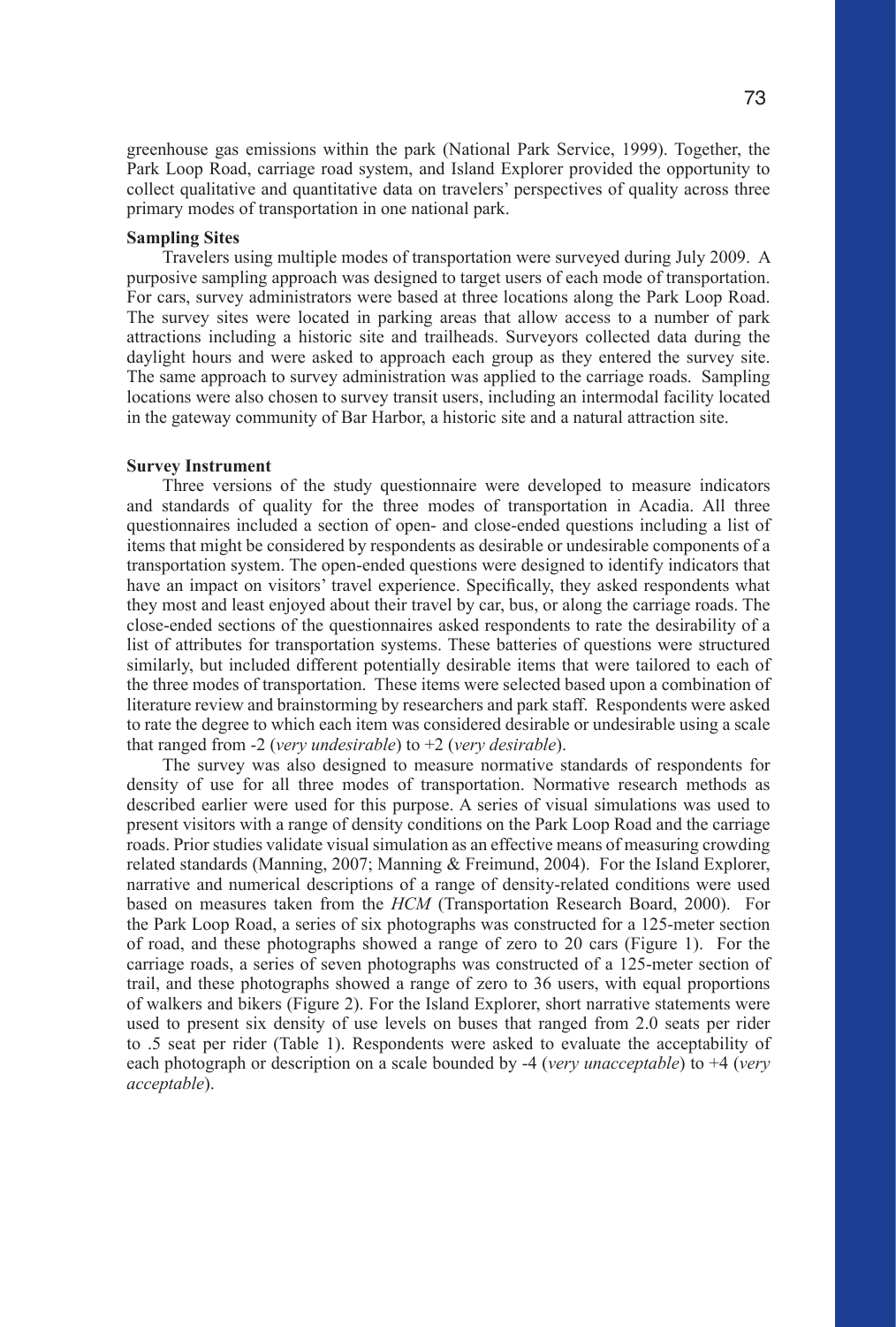greenhouse gas emissions within the park (National Park Service, 1999). Together, the Park Loop Road, carriage road system, and Island Explorer provided the opportunity to collect qualitative and quantitative data on travelers' perspectives of quality across three primary modes of transportation in one national park.

### Sampling Sites

Travelers using multiple modes of transportation were surveyed during July 2009. A purposive sampling approach was designed to target users of each mode of transportation. For cars, survey administrators were based at three locations along the Park Loop Road. The survey sites were located in parking areas that allow access to a number of park attractions including a historic site and trailheads. Surveyors collected data during the daylight hours and were asked to approach each group as they entered the survey site. The same approach to survey administration was applied to the carriage roads. Sampling locations were also chosen to survey transit users, including an intermodal facility located in the gateway community of Bar Harbor, a historic site and a natural attraction site.

### Survey Instrument

Three versions of the study questionnaire were developed to measure indicators and standards of quality for the three modes of transportation in Acadia. All three questionnaires included a section of open- and close-ended questions including a list of items that might be considered by respondents as desirable or undesirable components of a transportation system. The open-ended questions were designed to identify indicators that have an impact on visitors' travel experience. Specifically, they asked respondents what they most and least enjoyed about their travel by car, bus, or along the carriage roads. The close-ended sections of the questionnaires asked respondents to rate the desirability of a list of attributes for transportation systems. These batteries of questions were structured similarly, but included different potentially desirable items that were tailored to each of the three modes of transportation. These items were selected based upon a combination of literature review and brainstorming by researchers and park staff. Respondents were asked to rate the degree to which each item was considered desirable or undesirable using a scale that ranged from -2 (*very undesirable*) to +2 (*very desirable*).

The survey was also designed to measure normative standards of respondents for density of use for all three modes of transportation. Normative research methods as described earlier were used for this purpose. A series of visual simulations was used to present visitors with a range of density conditions on the Park Loop Road and the carriage roads. Prior studies validate visual simulation as an effective means of measuring crowding related standards (Manning, 2007; Manning & Freimund, 2004). For the Island Explorer, narrative and numerical descriptions of a range of density-related conditions were used based on measures taken from the *HCM* (Transportation Research Board, 2000). For the Park Loop Road, a series of six photographs was constructed for a 125-meter section of road, and these photographs showed a range of zero to 20 cars (Figure 1). For the carriage roads, a series of seven photographs was constructed of a 125-meter section of trail, and these photographs showed a range of zero to 36 users, with equal proportions of walkers and bikers (Figure 2). For the Island Explorer, short narrative statements were used to present six density of use levels on buses that ranged from 2.0 seats per rider to .5 seat per rider (Table 1). Respondents were asked to evaluate the acceptability of each photograph or description on a scale bounded by -4 (*very unacceptable*) to +4 (*very acceptable*).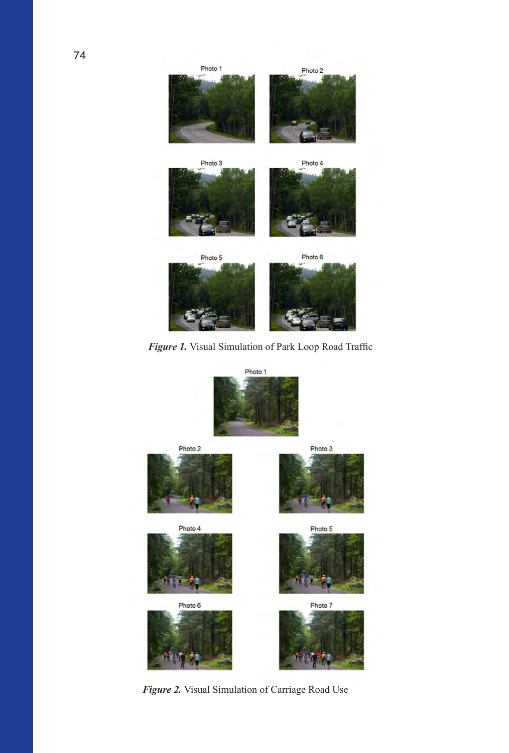*Figure 1.* Visual Simulation of Park Loop Road Traffic

*Figure 2.* Visual Simulation of Carriage Road Use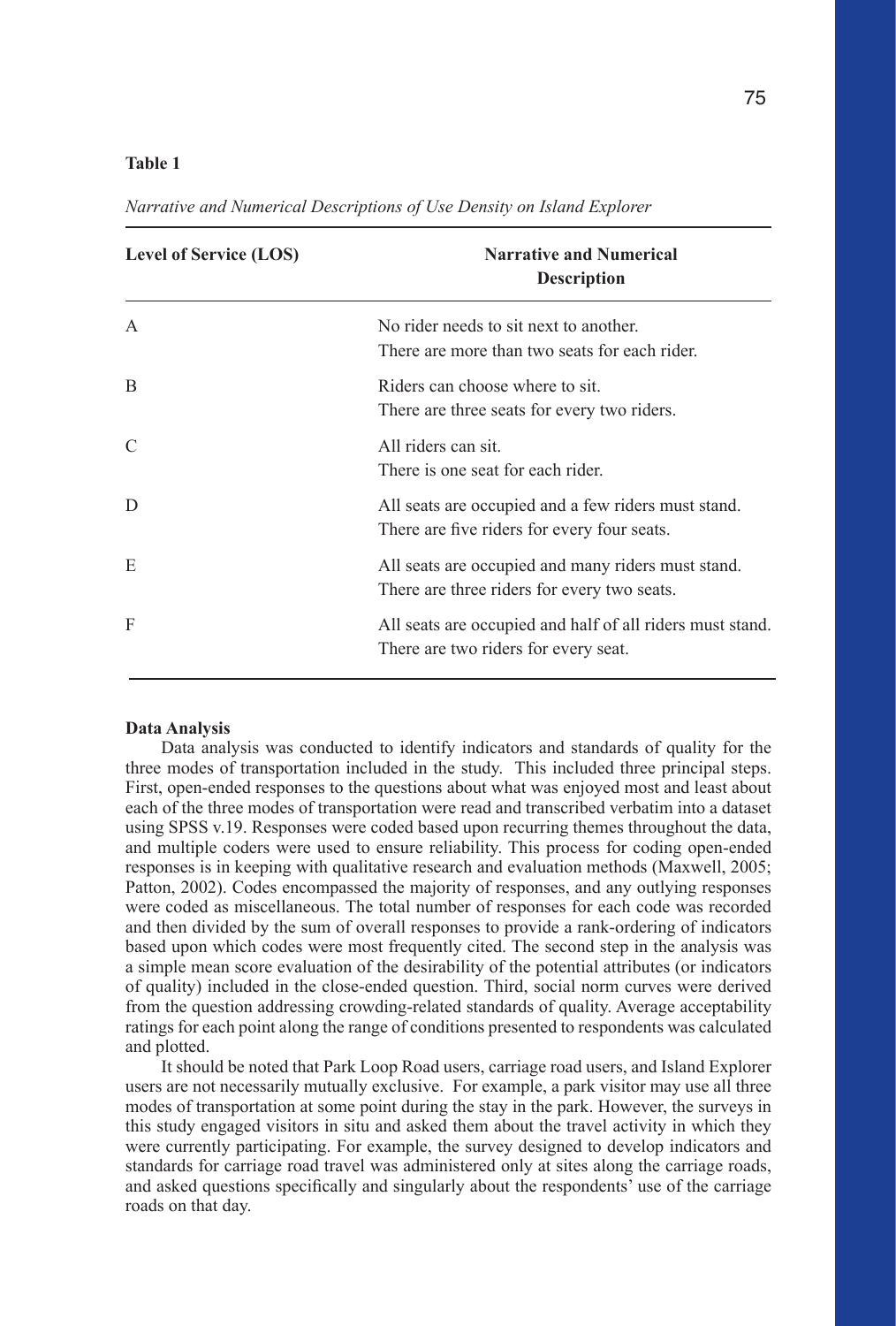**Table 1**

*Narrative and Numerical Descriptions of Use Density on Island Explorer*

| Level of Service (LOS) | Narrative and Numerical Description |
|---|---|
| A | No rider needs to sit next to another. There are more than two seats for each rider. |
| B | Riders can choose where to sit. There are three seats for every two riders. |
| C | All riders can sit. There is one seat for each rider. |
| D | All seats are occupied and a few riders must stand. There are five riders for every four seats. |
| E | All seats are occupied and many riders must stand. There are three riders for every two seats. |
| F | All seats are occupied and half of all riders must stand. There are two riders for every seat. |

**Data Analysis**

Data analysis was conducted to identify indicators and standards of quality for the three modes of transportation included in the study. This included three principal steps. First, open-ended responses to the questions about what was enjoyed most and least about each of the three modes of transportation were read and transcribed verbatim into a dataset using SPSS v.19. Responses were coded based upon recurring themes throughout the data, and multiple coders were used to ensure reliability. This process for coding open-ended responses is in keeping with qualitative research and evaluation methods (Maxwell, 2005; Patton, 2002). Codes encompassed the majority of responses, and any outlying responses were coded as miscellaneous. The total number of responses for each code was recorded and then divided by the sum of overall responses to provide a rank-ordering of indicators based upon which codes were most frequently cited. The second step in the analysis was a simple mean score evaluation of the desirability of the potential attributes (or indicators of quality) included in the close-ended question. Third, social norm curves were derived from the question addressing crowding-related standards of quality. Average acceptability ratings for each point along the range of conditions presented to respondents was calculated and plotted.

It should be noted that Park Loop Road users, carriage road users, and Island Explorer users are not necessarily mutually exclusive. For example, a park visitor may use all three modes of transportation at some point during the stay in the park. However, the surveys in this study engaged visitors in situ and asked them about the travel activity in which they were currently participating. For example, the survey designed to develop indicators and standards for carriage road travel was administered only at sites along the carriage roads, and asked questions specifically and singularly about the respondents' use of the carriage roads on that day.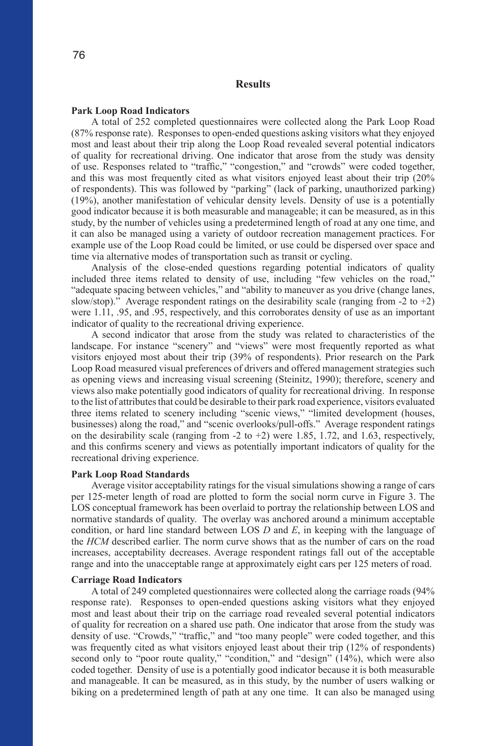## Results

### Park Loop Road Indicators

A total of 252 completed questionnaires were collected along the Park Loop Road (87% response rate). Responses to open-ended questions asking visitors what they enjoyed most and least about their trip along the Loop Road revealed several potential indicators of quality for recreational driving. One indicator that arose from the study was density of use. Responses related to "traffic," "congestion," and "crowds" were coded together, and this was most frequently cited as what visitors enjoyed least about their trip (20% of respondents). This was followed by "parking" (lack of parking, unauthorized parking) (19%), another manifestation of vehicular density levels. Density of use is a potentially good indicator because it is both measurable and manageable; it can be measured, as in this study, by the number of vehicles using a predetermined length of road at any one time, and it can also be managed using a variety of outdoor recreation management practices. For example use of the Loop Road could be limited, or use could be dispersed over space and time via alternative modes of transportation such as transit or cycling.

Analysis of the close-ended questions regarding potential indicators of quality included three items related to density of use, including "few vehicles on the road," "adequate spacing between vehicles," and "ability to maneuver as you drive (change lanes, slow/stop)." Average respondent ratings on the desirability scale (ranging from -2 to +2) were 1.11, .95, and .95, respectively, and this corroborates density of use as an important indicator of quality to the recreational driving experience.

A second indicator that arose from the study was related to characteristics of the landscape. For instance "scenery" and "views" were most frequently reported as what visitors enjoyed most about their trip (39% of respondents). Prior research on the Park Loop Road measured visual preferences of drivers and offered management strategies such as opening views and increasing visual screening (Steinitz, 1990); therefore, scenery and views also make potentially good indicators of quality for recreational driving. In response to the list of attributes that could be desirable to their park road experience, visitors evaluated three items related to scenery including "scenic views," "limited development (houses, businesses) along the road," and "scenic overlooks/pull-offs." Average respondent ratings on the desirability scale (ranging from -2 to +2) were 1.85, 1.72, and 1.63, respectively, and this confirms scenery and views as potentially important indicators of quality for the recreational driving experience.

### Park Loop Road Standards

Average visitor acceptability ratings for the visual simulations showing a range of cars per 125-meter length of road are plotted to form the social norm curve in Figure 3. The LOS conceptual framework has been overlaid to portray the relationship between LOS and normative standards of quality. The overlay was anchored around a minimum acceptable condition, or hard line standard between LOS *D* and *E*, in keeping with the language of the *HCM* described earlier. The norm curve shows that as the number of cars on the road increases, acceptability decreases. Average respondent ratings fall out of the acceptable range and into the unacceptable range at approximately eight cars per 125 meters of road.

### Carriage Road Indicators

A total of 249 completed questionnaires were collected along the carriage roads (94% response rate). Responses to open-ended questions asking visitors what they enjoyed most and least about their trip on the carriage road revealed several potential indicators of quality for recreation on a shared use path. One indicator that arose from the study was density of use. "Crowds," "traffic," and "too many people" were coded together, and this was frequently cited as what visitors enjoyed least about their trip (12% of respondents) second only to "poor route quality," "condition," and "design" (14%), which were also coded together. Density of use is a potentially good indicator because it is both measurable and manageable. It can be measured, as in this study, by the number of users walking or biking on a predetermined length of path at any one time. It can also be managed using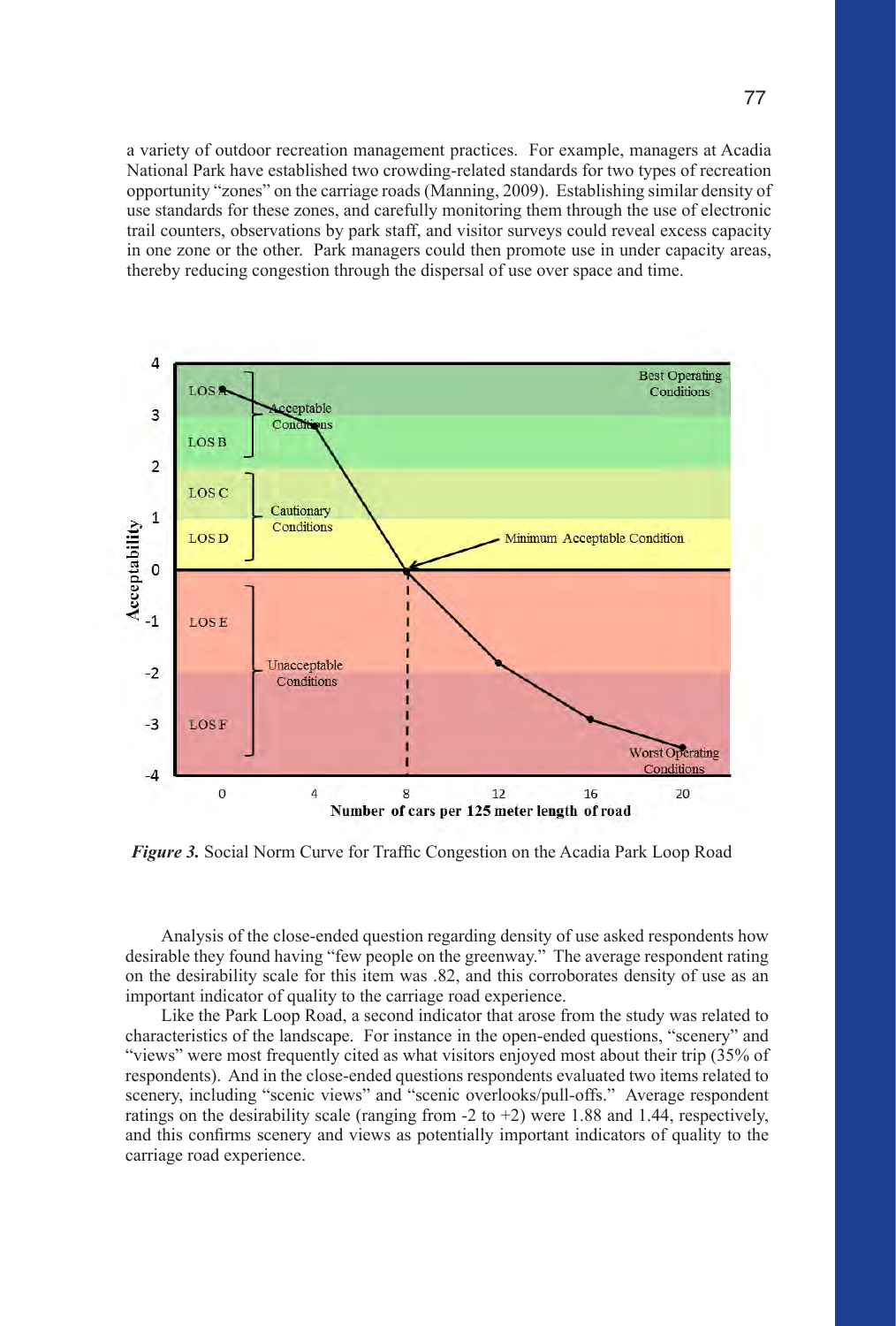a variety of outdoor recreation management practices. For example, managers at Acadia National Park have established two crowding-related standards for two types of recreation opportunity "zones" on the carriage roads (Manning, 2009). Establishing similar density of use standards for these zones, and carefully monitoring them through the use of electronic trail counters, observations by park staff, and visitor surveys could reveal excess capacity in one zone or the other. Park managers could then promote use in under capacity areas, thereby reducing congestion through the dispersal of use over space and time.

***Figure 3.*** Social Norm Curve for Traffic Congestion on the Acadia Park Loop Road

Analysis of the close-ended question regarding density of use asked respondents how desirable they found having "few people on the greenway." The average respondent rating on the desirability scale for this item was .82, and this corroborates density of use as an important indicator of quality to the carriage road experience.

Like the Park Loop Road, a second indicator that arose from the study was related to characteristics of the landscape. For instance in the open-ended questions, "scenery" and "views" were most frequently cited as what visitors enjoyed most about their trip (35% of respondents). And in the close-ended questions respondents evaluated two items related to scenery, including "scenic views" and "scenic overlooks/pull-offs." Average respondent ratings on the desirability scale (ranging from -2 to +2) were 1.88 and 1.44, respectively, and this confirms scenery and views as potentially important indicators of quality to the carriage road experience.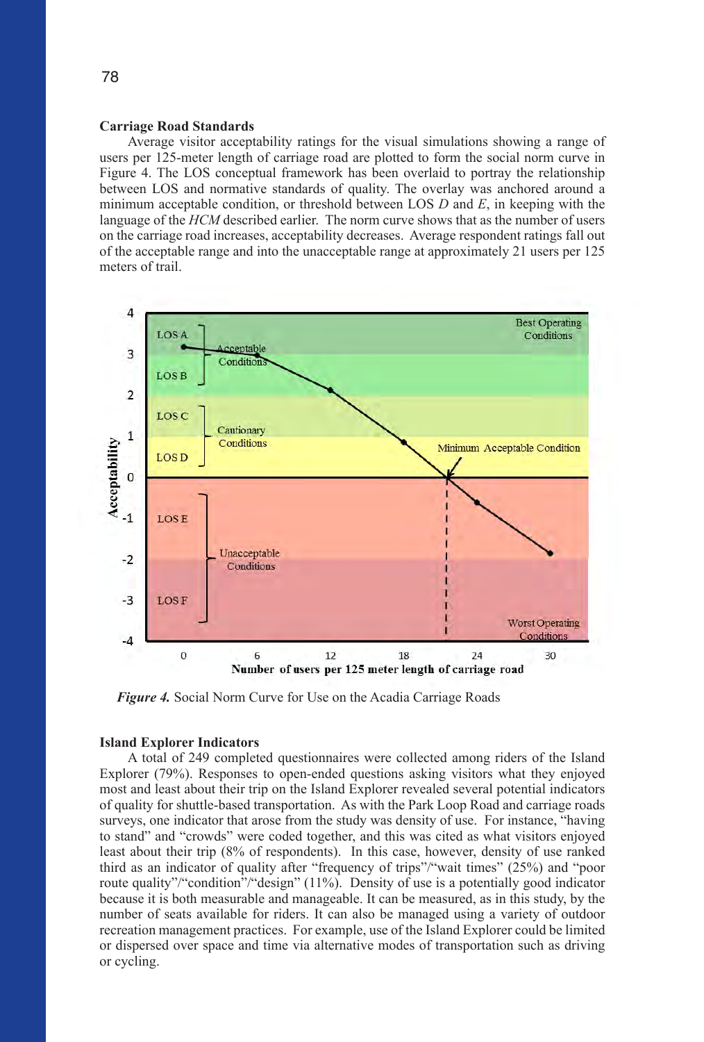### Carriage Road Standards

Average visitor acceptability ratings for the visual simulations showing a range of users per 125-meter length of carriage road are plotted to form the social norm curve in Figure 4. The LOS conceptual framework has been overlaid to portray the relationship between LOS and normative standards of quality. The overlay was anchored around a minimum acceptable condition, or threshold between LOS *D* and *E*, in keeping with the language of the *HCM* described earlier. The norm curve shows that as the number of users on the carriage road increases, acceptability decreases. Average respondent ratings fall out of the acceptable range and into the unacceptable range at approximately 21 users per 125 meters of trail.

***Figure 4.*** Social Norm Curve for Use on the Acadia Carriage Roads

### Island Explorer Indicators

A total of 249 completed questionnaires were collected among riders of the Island Explorer (79%). Responses to open-ended questions asking visitors what they enjoyed most and least about their trip on the Island Explorer revealed several potential indicators of quality for shuttle-based transportation. As with the Park Loop Road and carriage roads surveys, one indicator that arose from the study was density of use. For instance, "having to stand" and "crowds" were coded together, and this was cited as what visitors enjoyed least about their trip (8% of respondents). In this case, however, density of use ranked third as an indicator of quality after "frequency of trips"/"wait times" (25%) and "poor route quality"/"condition"/"design" (11%). Density of use is a potentially good indicator because it is both measurable and manageable. It can be measured, as in this study, by the number of seats available for riders. It can also be managed using a variety of outdoor recreation management practices. For example, use of the Island Explorer could be limited or dispersed over space and time via alternative modes of transportation such as driving or cycling.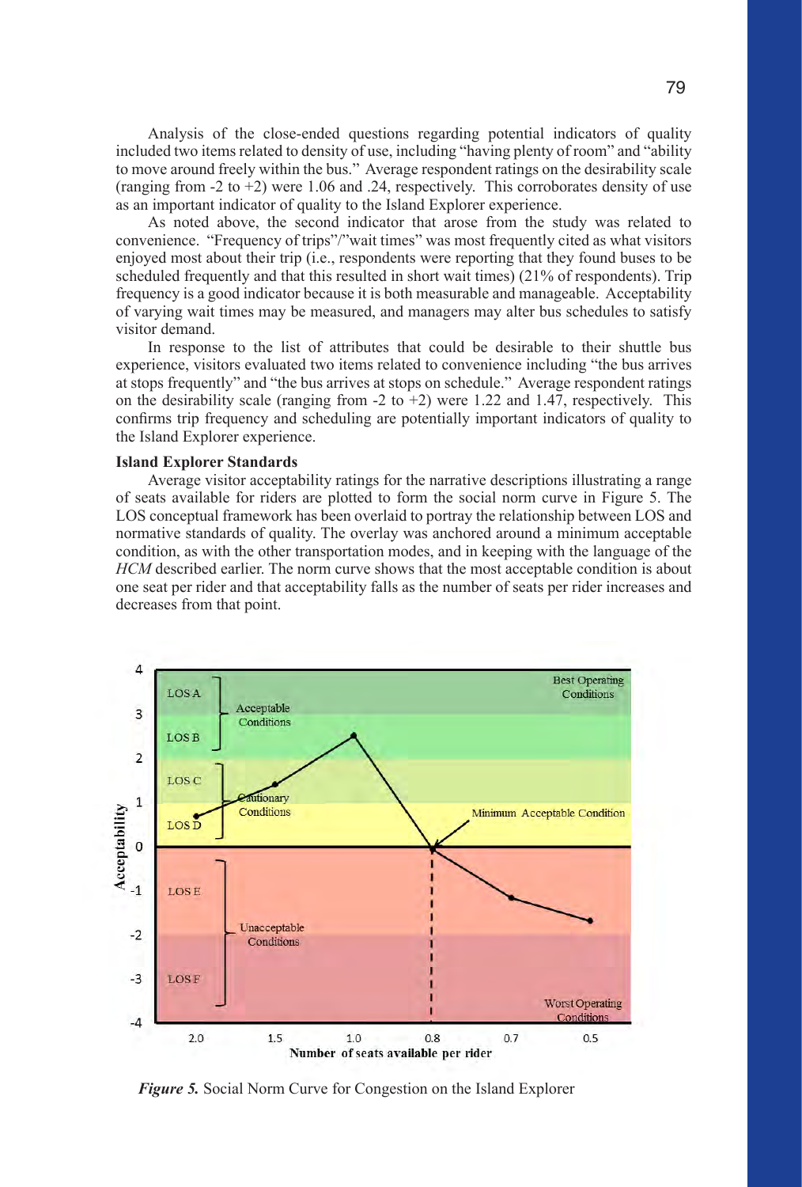Analysis of the close-ended questions regarding potential indicators of quality included two items related to density of use, including "having plenty of room" and "ability to move around freely within the bus." Average respondent ratings on the desirability scale (ranging from -2 to +2) were 1.06 and .24, respectively. This corroborates density of use as an important indicator of quality to the Island Explorer experience.

As noted above, the second indicator that arose from the study was related to convenience. "Frequency of trips"/"wait times" was most frequently cited as what visitors enjoyed most about their trip (i.e., respondents were reporting that they found buses to be scheduled frequently and that this resulted in short wait times) (21% of respondents). Trip frequency is a good indicator because it is both measurable and manageable. Acceptability of varying wait times may be measured, and managers may alter bus schedules to satisfy visitor demand.

In response to the list of attributes that could be desirable to their shuttle bus experience, visitors evaluated two items related to convenience including "the bus arrives at stops frequently" and "the bus arrives at stops on schedule." Average respondent ratings on the desirability scale (ranging from -2 to +2) were 1.22 and 1.47, respectively. This confirms trip frequency and scheduling are potentially important indicators of quality to the Island Explorer experience.

**Island Explorer Standards**

Average visitor acceptability ratings for the narrative descriptions illustrating a range of seats available for riders are plotted to form the social norm curve in Figure 5. The LOS conceptual framework has been overlaid to portray the relationship between LOS and normative standards of quality. The overlay was anchored around a minimum acceptable condition, as with the other transportation modes, and in keeping with the language of the *HCM* described earlier. The norm curve shows that the most acceptable condition is about one seat per rider and that acceptability falls as the number of seats per rider increases and decreases from that point.

***Figure 5.*** Social Norm Curve for Congestion on the Island Explorer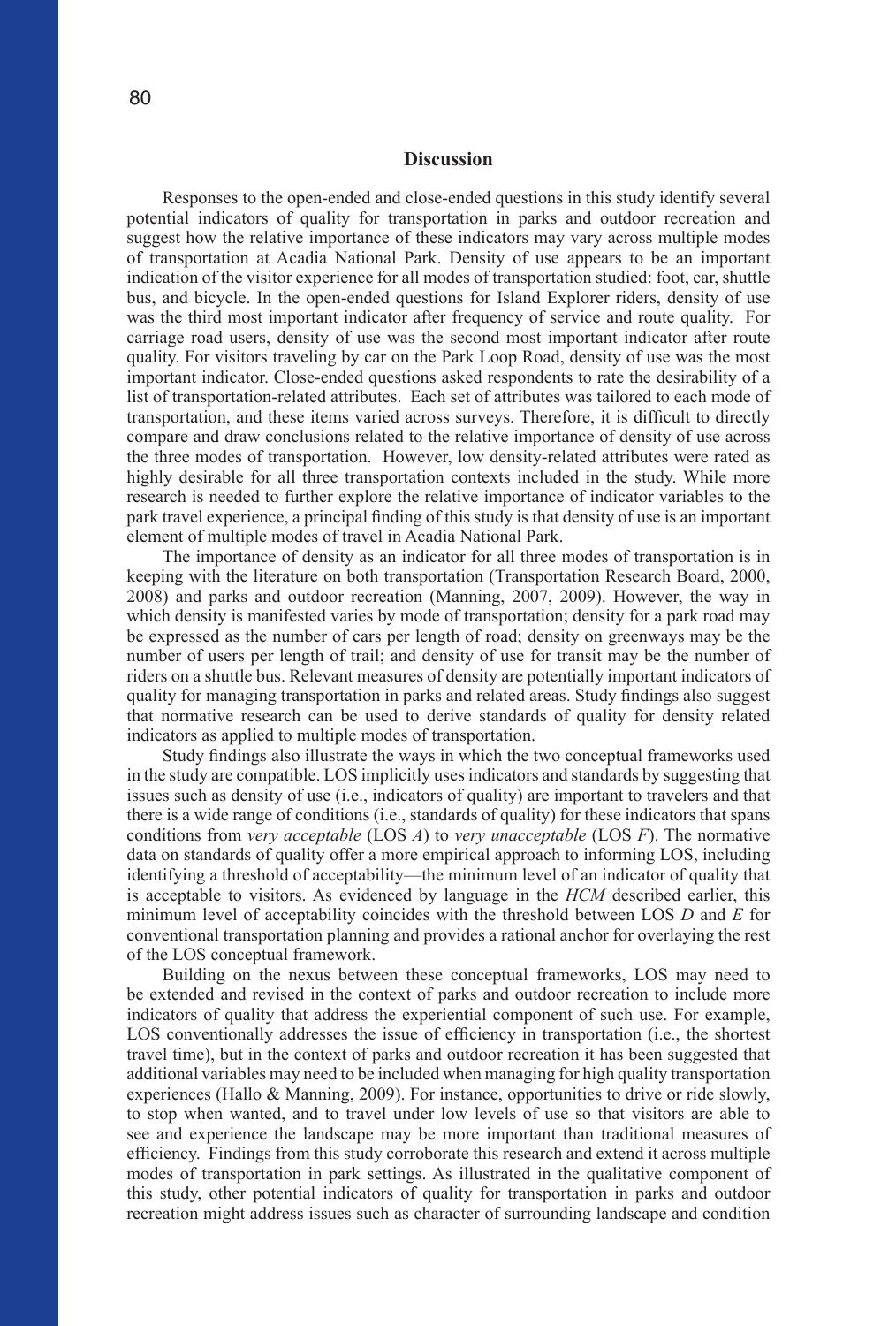## Discussion

Responses to the open-ended and close-ended questions in this study identify several potential indicators of quality for transportation in parks and outdoor recreation and suggest how the relative importance of these indicators may vary across multiple modes of transportation at Acadia National Park. Density of use appears to be an important indication of the visitor experience for all modes of transportation studied: foot, car, shuttle bus, and bicycle. In the open-ended questions for Island Explorer riders, density of use was the third most important indicator after frequency of service and route quality. For carriage road users, density of use was the second most important indicator after route quality. For visitors traveling by car on the Park Loop Road, density of use was the most important indicator. Close-ended questions asked respondents to rate the desirability of a list of transportation-related attributes. Each set of attributes was tailored to each mode of transportation, and these items varied across surveys. Therefore, it is difficult to directly compare and draw conclusions related to the relative importance of density of use across the three modes of transportation. However, low density-related attributes were rated as highly desirable for all three transportation contexts included in the study. While more research is needed to further explore the relative importance of indicator variables to the park travel experience, a principal finding of this study is that density of use is an important element of multiple modes of travel in Acadia National Park.

The importance of density as an indicator for all three modes of transportation is in keeping with the literature on both transportation (Transportation Research Board, 2000, 2008) and parks and outdoor recreation (Manning, 2007, 2009). However, the way in which density is manifested varies by mode of transportation; density for a park road may be expressed as the number of cars per length of road; density on greenways may be the number of users per length of trail; and density of use for transit may be the number of riders on a shuttle bus. Relevant measures of density are potentially important indicators of quality for managing transportation in parks and related areas. Study findings also suggest that normative research can be used to derive standards of quality for density related indicators as applied to multiple modes of transportation.

Study findings also illustrate the ways in which the two conceptual frameworks used in the study are compatible. LOS implicitly uses indicators and standards by suggesting that issues such as density of use (i.e., indicators of quality) are important to travelers and that there is a wide range of conditions (i.e., standards of quality) for these indicators that spans conditions from *very acceptable* (LOS *A*) to *very unacceptable* (LOS *F*). The normative data on standards of quality offer a more empirical approach to informing LOS, including identifying a threshold of acceptability—the minimum level of an indicator of quality that is acceptable to visitors. As evidenced by language in the *HCM* described earlier, this minimum level of acceptability coincides with the threshold between LOS *D* and *E* for conventional transportation planning and provides a rational anchor for overlaying the rest of the LOS conceptual framework.

Building on the nexus between these conceptual frameworks, LOS may need to be extended and revised in the context of parks and outdoor recreation to include more indicators of quality that address the experiential component of such use. For example, LOS conventionally addresses the issue of efficiency in transportation (i.e., the shortest travel time), but in the context of parks and outdoor recreation it has been suggested that additional variables may need to be included when managing for high quality transportation experiences (Hallo & Manning, 2009). For instance, opportunities to drive or ride slowly, to stop when wanted, and to travel under low levels of use so that visitors are able to see and experience the landscape may be more important than traditional measures of efficiency. Findings from this study corroborate this research and extend it across multiple modes of transportation in park settings. As illustrated in the qualitative component of this study, other potential indicators of quality for transportation in parks and outdoor recreation might address issues such as character of surrounding landscape and condition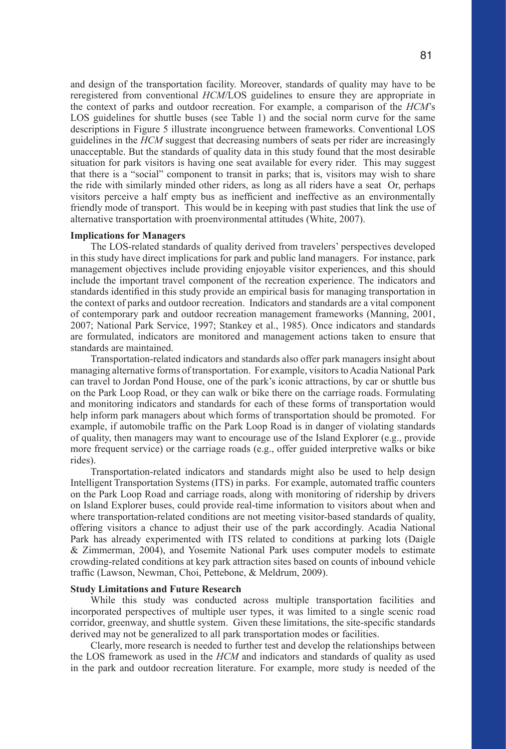and design of the transportation facility. Moreover, standards of quality may have to be reregistered from conventional *HCM*/LOS guidelines to ensure they are appropriate in the context of parks and outdoor recreation. For example, a comparison of the *HCM*'s LOS guidelines for shuttle buses (see Table 1) and the social norm curve for the same descriptions in Figure 5 illustrate incongruence between frameworks. Conventional LOS guidelines in the *HCM* suggest that decreasing numbers of seats per rider are increasingly unacceptable. But the standards of quality data in this study found that the most desirable situation for park visitors is having one seat available for every rider. This may suggest that there is a "social" component to transit in parks; that is, visitors may wish to share the ride with similarly minded other riders, as long as all riders have a seat Or, perhaps visitors perceive a half empty bus as inefficient and ineffective as an environmentally friendly mode of transport. This would be in keeping with past studies that link the use of alternative transportation with proenvironmental attitudes (White, 2007).

**Implications for Managers**

The LOS-related standards of quality derived from travelers' perspectives developed in this study have direct implications for park and public land managers. For instance, park management objectives include providing enjoyable visitor experiences, and this should include the important travel component of the recreation experience. The indicators and standards identified in this study provide an empirical basis for managing transportation in the context of parks and outdoor recreation. Indicators and standards are a vital component of contemporary park and outdoor recreation management frameworks (Manning, 2001, 2007; National Park Service, 1997; Stankey et al., 1985). Once indicators and standards are formulated, indicators are monitored and management actions taken to ensure that standards are maintained.

Transportation-related indicators and standards also offer park managers insight about managing alternative forms of transportation. For example, visitors to Acadia National Park can travel to Jordan Pond House, one of the park's iconic attractions, by car or shuttle bus on the Park Loop Road, or they can walk or bike there on the carriage roads. Formulating and monitoring indicators and standards for each of these forms of transportation would help inform park managers about which forms of transportation should be promoted. For example, if automobile traffic on the Park Loop Road is in danger of violating standards of quality, then managers may want to encourage use of the Island Explorer (e.g., provide more frequent service) or the carriage roads (e.g., offer guided interpretive walks or bike rides).

Transportation-related indicators and standards might also be used to help design Intelligent Transportation Systems (ITS) in parks. For example, automated traffic counters on the Park Loop Road and carriage roads, along with monitoring of ridership by drivers on Island Explorer buses, could provide real-time information to visitors about when and where transportation-related conditions are not meeting visitor-based standards of quality, offering visitors a chance to adjust their use of the park accordingly. Acadia National Park has already experimented with ITS related to conditions at parking lots (Daigle & Zimmerman, 2004), and Yosemite National Park uses computer models to estimate crowding-related conditions at key park attraction sites based on counts of inbound vehicle traffic (Lawson, Newman, Choi, Pettebone, & Meldrum, 2009).

**Study Limitations and Future Research**

While this study was conducted across multiple transportation facilities and incorporated perspectives of multiple user types, it was limited to a single scenic road corridor, greenway, and shuttle system. Given these limitations, the site-specific standards derived may not be generalized to all park transportation modes or facilities.

Clearly, more research is needed to further test and develop the relationships between the LOS framework as used in the *HCM* and indicators and standards of quality as used in the park and outdoor recreation literature. For example, more study is needed of the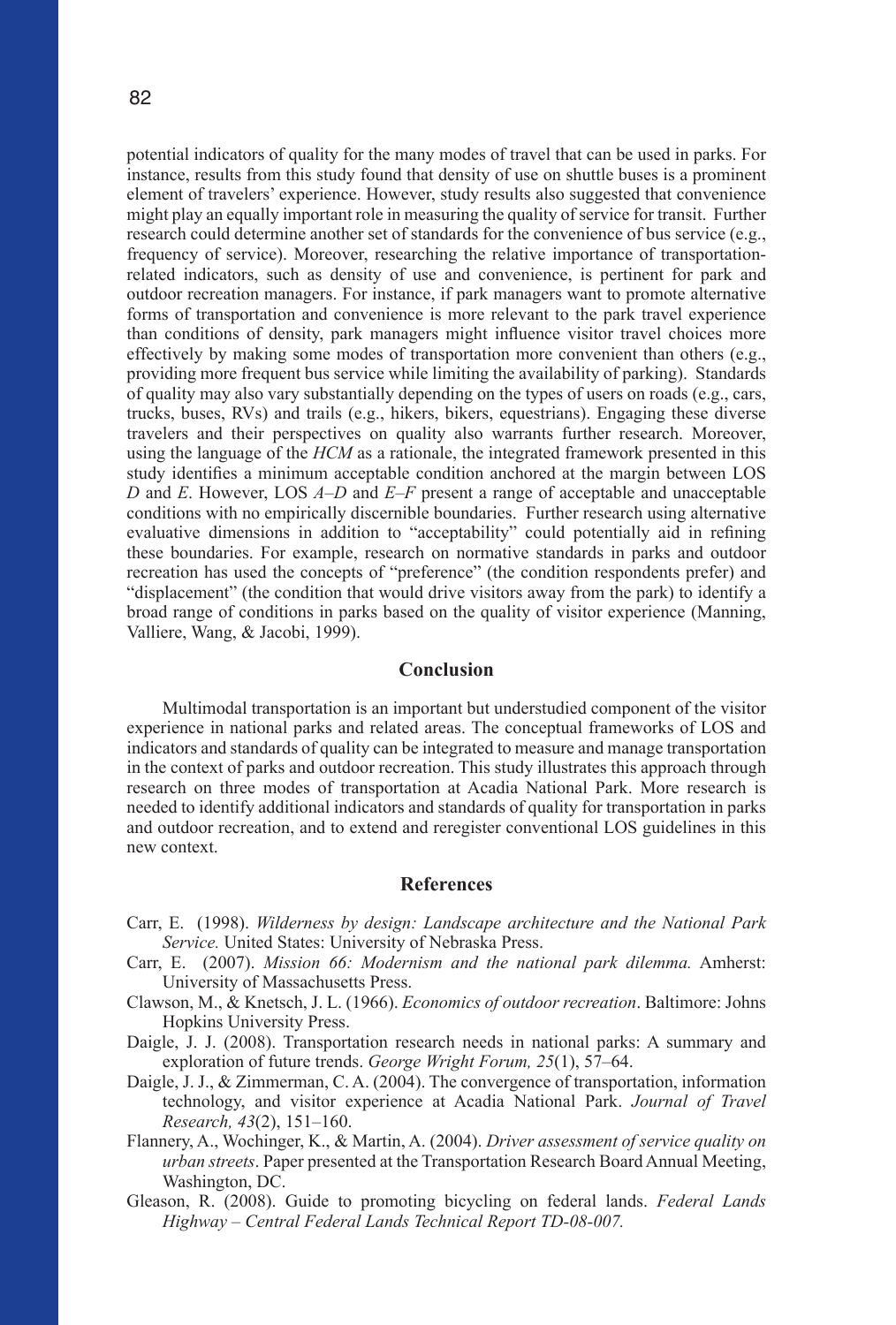potential indicators of quality for the many modes of travel that can be used in parks. For instance, results from this study found that density of use on shuttle buses is a prominent element of travelers' experience. However, study results also suggested that convenience might play an equally important role in measuring the quality of service for transit. Further research could determine another set of standards for the convenience of bus service (e.g., frequency of service). Moreover, researching the relative importance of transportation-related indicators, such as density of use and convenience, is pertinent for park and outdoor recreation managers. For instance, if park managers want to promote alternative forms of transportation and convenience is more relevant to the park travel experience than conditions of density, park managers might influence visitor travel choices more effectively by making some modes of transportation more convenient than others (e.g., providing more frequent bus service while limiting the availability of parking). Standards of quality may also vary substantially depending on the types of users on roads (e.g., cars, trucks, buses, RVs) and trails (e.g., hikers, bikers, equestrians). Engaging these diverse travelers and their perspectives on quality also warrants further research. Moreover, using the language of the *HCM* as a rationale, the integrated framework presented in this study identifies a minimum acceptable condition anchored at the margin between LOS *D* and *E*. However, LOS *A–D* and *E–F* present a range of acceptable and unacceptable conditions with no empirically discernible boundaries. Further research using alternative evaluative dimensions in addition to "acceptability" could potentially aid in refining these boundaries. For example, research on normative standards in parks and outdoor recreation has used the concepts of "preference" (the condition respondents prefer) and "displacement" (the condition that would drive visitors away from the park) to identify a broad range of conditions in parks based on the quality of visitor experience (Manning, Valliere, Wang, & Jacobi, 1999).

## Conclusion

Multimodal transportation is an important but understudied component of the visitor experience in national parks and related areas. The conceptual frameworks of LOS and indicators and standards of quality can be integrated to measure and manage transportation in the context of parks and outdoor recreation. This study illustrates this approach through research on three modes of transportation at Acadia National Park. More research is needed to identify additional indicators and standards of quality for transportation in parks and outdoor recreation, and to extend and reregister conventional LOS guidelines in this new context.

## References

Carr, E. (1998). *Wilderness by design: Landscape architecture and the National Park Service.* United States: University of Nebraska Press.

Carr, E. (2007). *Mission 66: Modernism and the national park dilemma.* Amherst: University of Massachusetts Press.

Clawson, M., & Knetsch, J. L. (1966). *Economics of outdoor recreation*. Baltimore: Johns Hopkins University Press.

Daigle, J. J. (2008). Transportation research needs in national parks: A summary and exploration of future trends. *George Wright Forum, 25*(1), 57–64.

Daigle, J. J., & Zimmerman, C. A. (2004). The convergence of transportation, information technology, and visitor experience at Acadia National Park. *Journal of Travel Research, 43*(2), 151–160.

Flannery, A., Wochinger, K., & Martin, A. (2004). *Driver assessment of service quality on urban streets*. Paper presented at the Transportation Research Board Annual Meeting, Washington, DC.

Gleason, R. (2008). Guide to promoting bicycling on federal lands. *Federal Lands Highway – Central Federal Lands Technical Report TD-08-007.*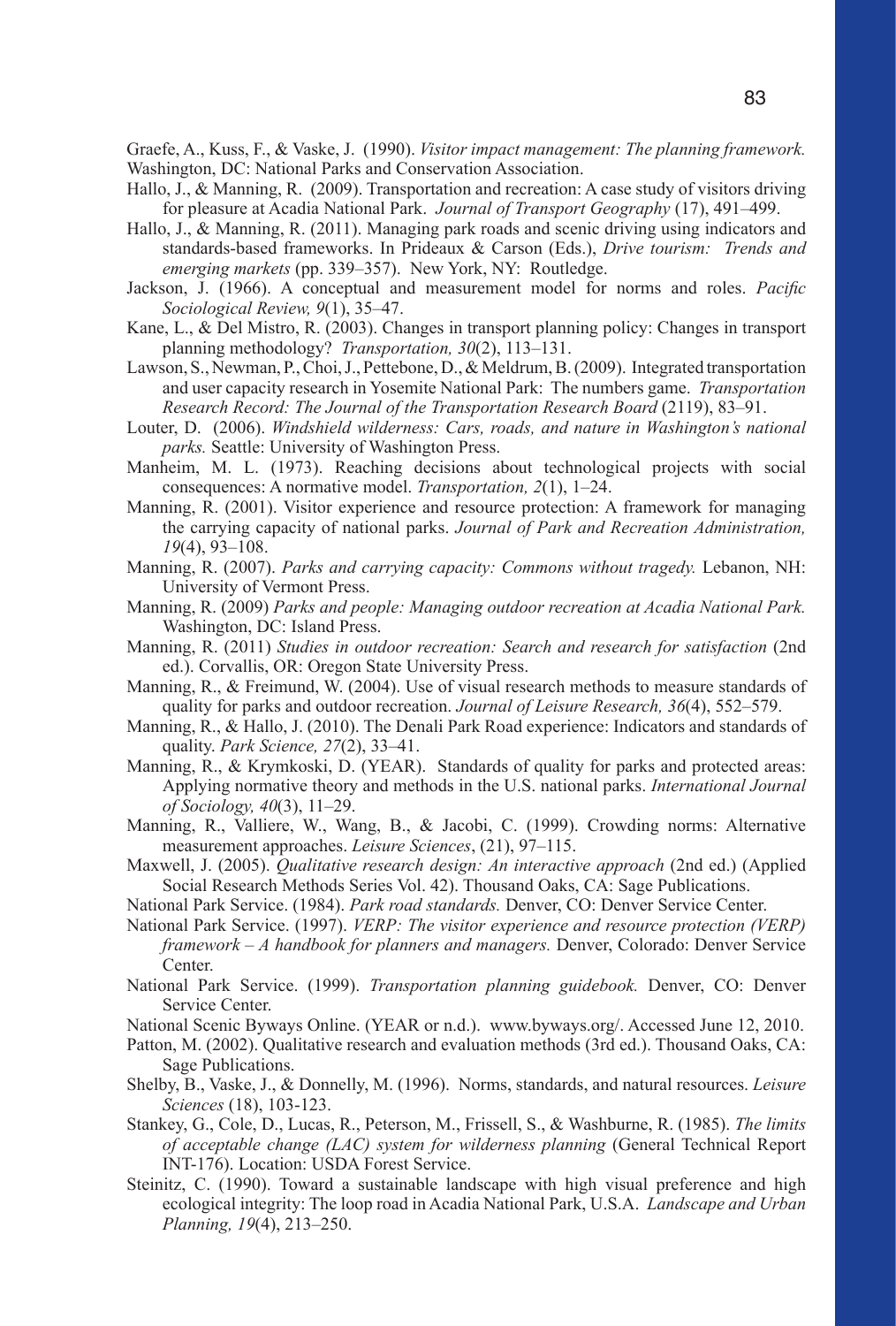Graefe, A., Kuss, F., & Vaske, J. (1990). *Visitor impact management: The planning framework.* Washington, DC: National Parks and Conservation Association.

Hallo, J., & Manning, R. (2009). Transportation and recreation: A case study of visitors driving for pleasure at Acadia National Park. *Journal of Transport Geography* (17), 491–499.

Hallo, J., & Manning, R. (2011). Managing park roads and scenic driving using indicators and standards-based frameworks. In Prideaux & Carson (Eds.), *Drive tourism: Trends and emerging markets* (pp. 339–357). New York, NY: Routledge.

Jackson, J. (1966). A conceptual and measurement model for norms and roles. *Pacific Sociological Review, 9*(1), 35–47.

Kane, L., & Del Mistro, R. (2003). Changes in transport planning policy: Changes in transport planning methodology? *Transportation, 30*(2), 113–131.

Lawson, S., Newman, P., Choi, J., Pettebone, D., & Meldrum, B. (2009). Integrated transportation and user capacity research in Yosemite National Park: The numbers game. *Transportation Research Record: The Journal of the Transportation Research Board* (2119), 83–91.

Louter, D. (2006). *Windshield wilderness: Cars, roads, and nature in Washington's national parks.* Seattle: University of Washington Press.

Manheim, M. L. (1973). Reaching decisions about technological projects with social consequences: A normative model. *Transportation, 2*(1), 1–24.

Manning, R. (2001). Visitor experience and resource protection: A framework for managing the carrying capacity of national parks. *Journal of Park and Recreation Administration, 19*(4), 93–108.

Manning, R. (2007). *Parks and carrying capacity: Commons without tragedy.* Lebanon, NH: University of Vermont Press.

Manning, R. (2009) *Parks and people: Managing outdoor recreation at Acadia National Park.* Washington, DC: Island Press.

Manning, R. (2011) *Studies in outdoor recreation: Search and research for satisfaction* (2nd ed.). Corvallis, OR: Oregon State University Press.

Manning, R., & Freimund, W. (2004). Use of visual research methods to measure standards of quality for parks and outdoor recreation. *Journal of Leisure Research, 36*(4), 552–579.

Manning, R., & Hallo, J. (2010). The Denali Park Road experience: Indicators and standards of quality. *Park Science, 27*(2), 33–41.

Manning, R., & Krymkoski, D. (YEAR). Standards of quality for parks and protected areas: Applying normative theory and methods in the U.S. national parks. *International Journal of Sociology, 40*(3), 11–29.

Manning, R., Valliere, W., Wang, B., & Jacobi, C. (1999). Crowding norms: Alternative measurement approaches. *Leisure Sciences*, (21), 97–115.

Maxwell, J. (2005). *Qualitative research design: An interactive approach* (2nd ed.) (Applied Social Research Methods Series Vol. 42). Thousand Oaks, CA: Sage Publications.

National Park Service. (1984). *Park road standards.* Denver, CO: Denver Service Center.

National Park Service. (1997). *VERP: The visitor experience and resource protection (VERP) framework – A handbook for planners and managers.* Denver, Colorado: Denver Service Center.

National Park Service. (1999). *Transportation planning guidebook.* Denver, CO: Denver Service Center.

National Scenic Byways Online. (YEAR or n.d.). www.byways.org/. Accessed June 12, 2010.

Patton, M. (2002). Qualitative research and evaluation methods (3rd ed.). Thousand Oaks, CA: Sage Publications.

Shelby, B., Vaske, J., & Donnelly, M. (1996). Norms, standards, and natural resources. *Leisure Sciences* (18), 103-123.

Stankey, G., Cole, D., Lucas, R., Peterson, M., Frissell, S., & Washburne, R. (1985). *The limits of acceptable change (LAC) system for wilderness planning* (General Technical Report INT-176). Location: USDA Forest Service.

Steinitz, C. (1990). Toward a sustainable landscape with high visual preference and high ecological integrity: The loop road in Acadia National Park, U.S.A. *Landscape and Urban Planning, 19*(4), 213–250.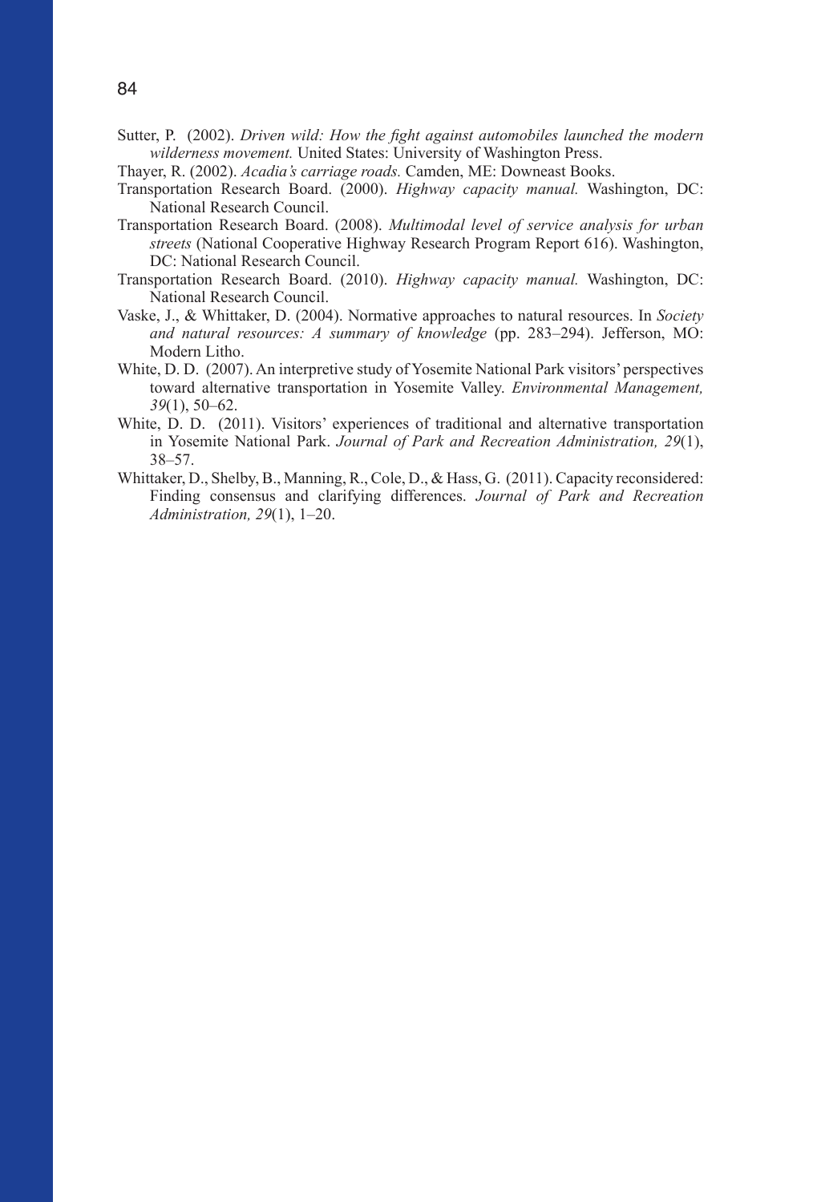Sutter, P. (2002). *Driven wild: How the fight against automobiles launched the modern wilderness movement.* United States: University of Washington Press.

Thayer, R. (2002). *Acadia's carriage roads.* Camden, ME: Downeast Books.

Transportation Research Board. (2000). *Highway capacity manual.* Washington, DC: National Research Council.

Transportation Research Board. (2008). *Multimodal level of service analysis for urban streets* (National Cooperative Highway Research Program Report 616). Washington, DC: National Research Council.

Transportation Research Board. (2010). *Highway capacity manual.* Washington, DC: National Research Council.

Vaske, J., & Whittaker, D. (2004). Normative approaches to natural resources. In *Society and natural resources: A summary of knowledge* (pp. 283–294). Jefferson, MO: Modern Litho.

White, D. D. (2007). An interpretive study of Yosemite National Park visitors' perspectives toward alternative transportation in Yosemite Valley. *Environmental Management, 39*(1), 50–62.

White, D. D. (2011). Visitors' experiences of traditional and alternative transportation in Yosemite National Park. *Journal of Park and Recreation Administration, 29*(1), 38–57.

Whittaker, D., Shelby, B., Manning, R., Cole, D., & Hass, G. (2011). Capacity reconsidered: Finding consensus and clarifying differences. *Journal of Park and Recreation Administration, 29*(1), 1–20.